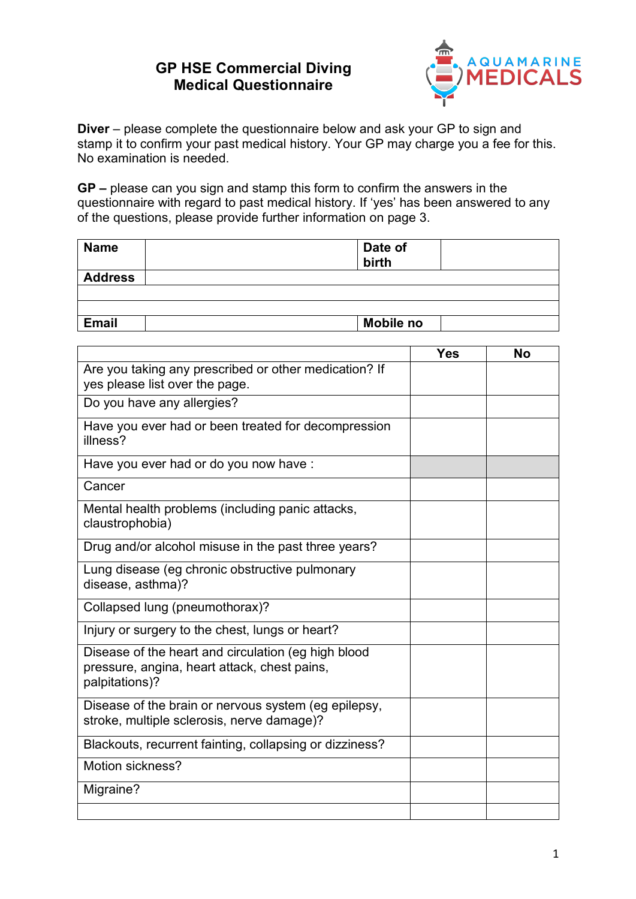# GP HSE Commercial Diving Medical Questionnaire

AQUAMARINE MEDICALS

**Diver** – please complete the questionnaire below and ask your GP to sign and stamp it to confirm your past medical history. Your GP may charge you a fee for this. No examination is needed.

**GP –** please can you sign and stamp this form to confirm the answers in the questionnaire with regard to past medical history. If 'yes' has been answered to any of the questions, please provide further information on page 3.

| **Name** | | **Date of birth** | |
|---|---|---|---|
| **Address** | | | |
| | | | |
| | | | |
| **Email** | | **Mobile no** | |

| | **Yes** | **No** |
|---|---|---|
| Are you taking any prescribed or other medication? If yes please list over the page. | | |
| Do you have any allergies? | | |
| Have you ever had or been treated for decompression illness? | | |
| Have you ever had or do you now have : | | |
| Cancer | | |
| Mental health problems (including panic attacks, claustrophobia) | | |
| Drug and/or alcohol misuse in the past three years? | | |
| Lung disease (eg chronic obstructive pulmonary disease, asthma)? | | |
| Collapsed lung (pneumothorax)? | | |
| Injury or surgery to the chest, lungs or heart? | | |
| Disease of the heart and circulation (eg high blood pressure, angina, heart attack, chest pains, palpitations)? | | |
| Disease of the brain or nervous system (eg epilepsy, stroke, multiple sclerosis, nerve damage)? | | |
| Blackouts, recurrent fainting, collapsing or dizziness? | | |
| Motion sickness? | | |
| Migraine? | | |
| | | |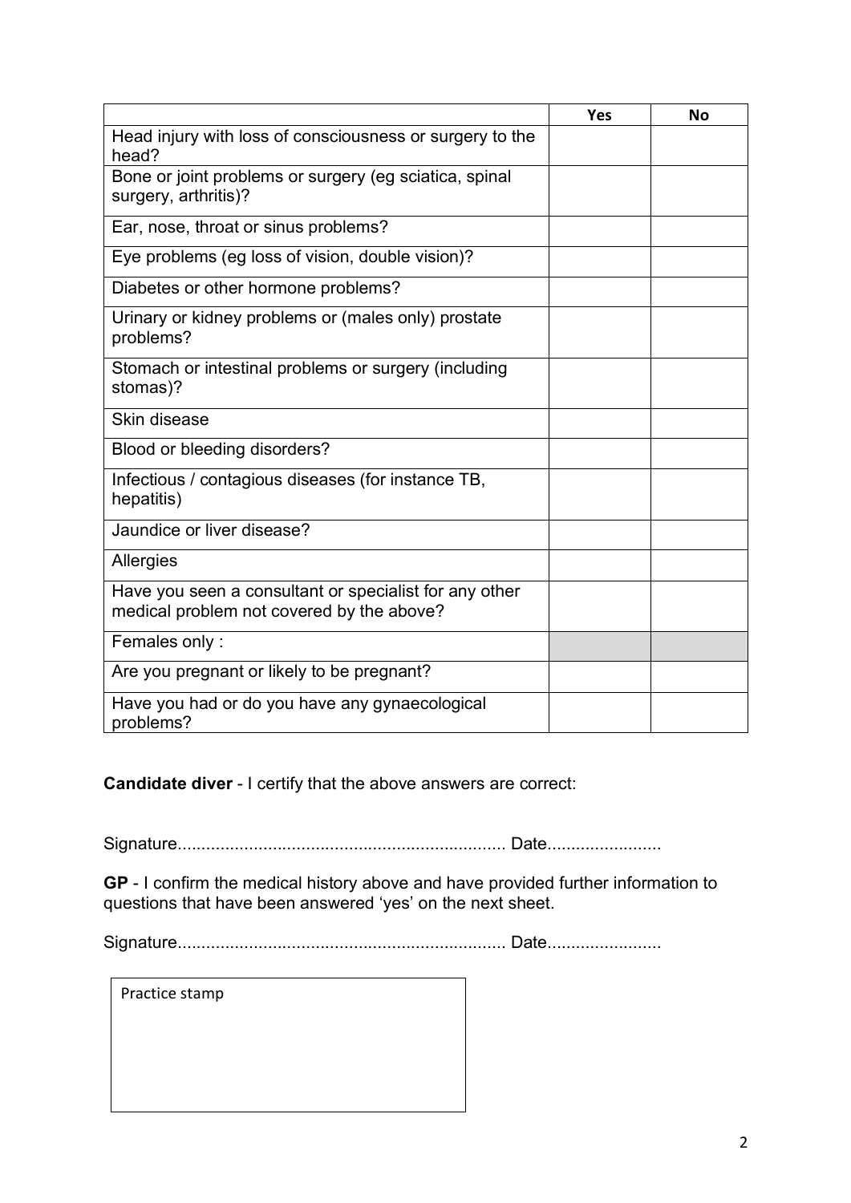| | Yes | No |
|---|---|---|
| Head injury with loss of consciousness or surgery to the head? | | |
| Bone or joint problems or surgery (eg sciatica, spinal surgery, arthritis)? | | |
| Ear, nose, throat or sinus problems? | | |
| Eye problems (eg loss of vision, double vision)? | | |
| Diabetes or other hormone problems? | | |
| Urinary or kidney problems or (males only) prostate problems? | | |
| Stomach or intestinal problems or surgery (including stomas)? | | |
| Skin disease | | |
| Blood or bleeding disorders? | | |
| Infectious / contagious diseases (for instance TB, hepatitis) | | |
| Jaundice or liver disease? | | |
| Allergies | | |
| Have you seen a consultant or specialist for any other medical problem not covered by the above? | | |
| Females only : | | |
| Are you pregnant or likely to be pregnant? | | |
| Have you had or do you have any gynaecological problems? | | |

**Candidate diver** - I certify that the above answers are correct:

Signature.................................................................... Date........................

**GP** - I confirm the medical history above and have provided further information to questions that have been answered 'yes' on the next sheet.

Signature.................................................................... Date........................

Practice stamp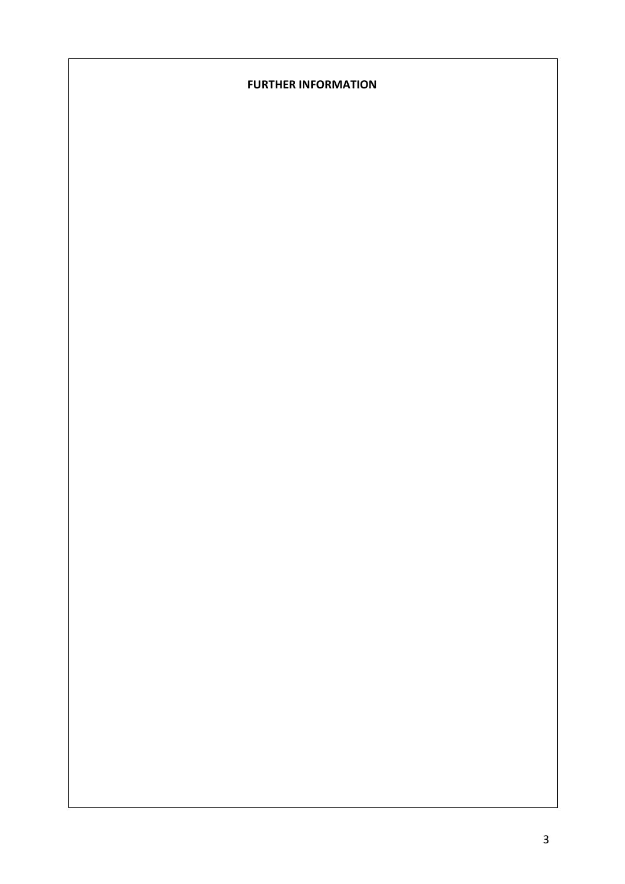**FURTHER INFORMATION**